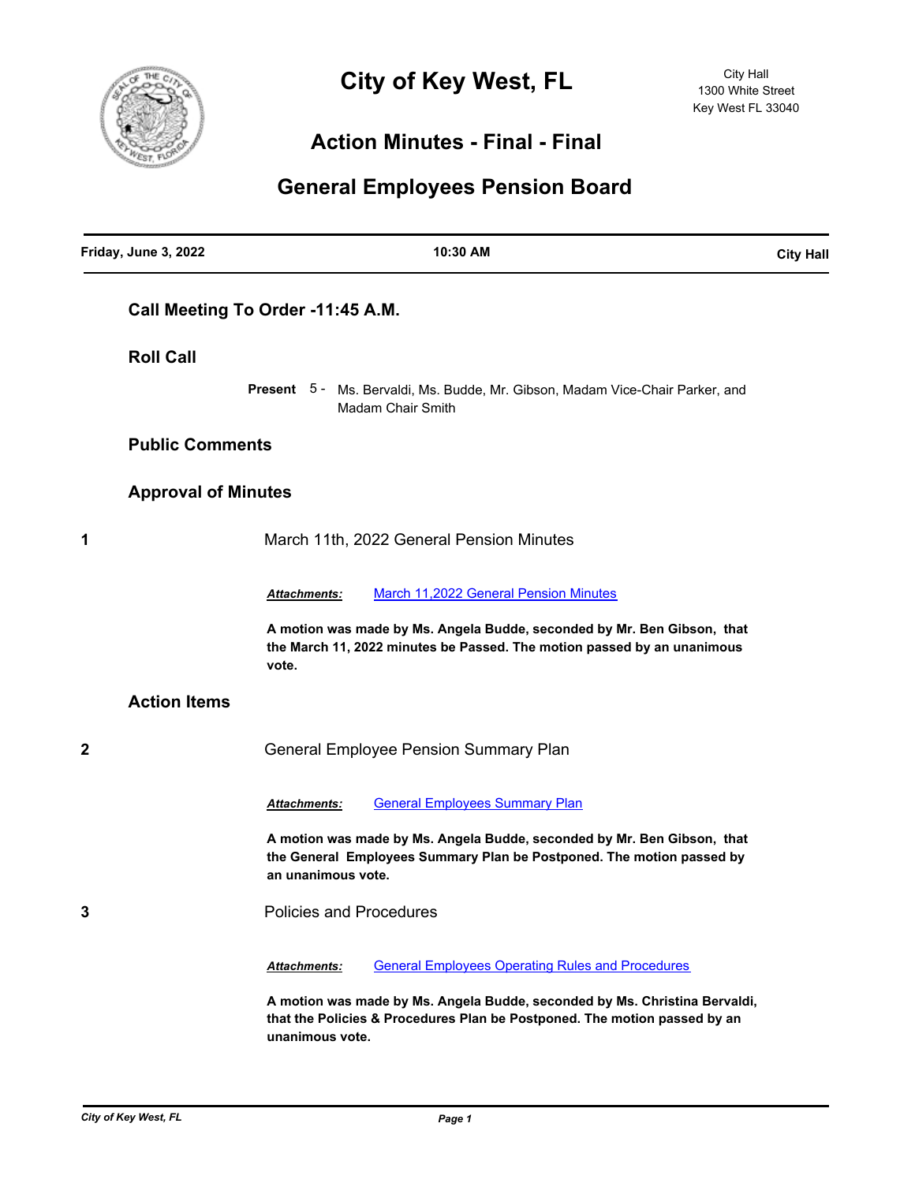# City of Key West, FL

City Hall
1300 White Street
Key West FL 33040

## Action Minutes - Final - Final

## General Employees Pension Board

| Friday, June 3, 2022 | 10:30 AM | City Hall |
| --- | --- | --- |

### Call Meeting To Order -11:45 A.M.

### Roll Call

**Present** 5 - Ms. Bervaldi, Ms. Budde, Mr. Gibson, Madam Vice-Chair Parker, and Madam Chair Smith

### Public Comments

### Approval of Minutes

**1** March 11th, 2022 General Pension Minutes

***Attachments:*** March 11,2022 General Pension Minutes

**A motion was made by Ms. Angela Budde, seconded by Mr. Ben Gibson, that the March 11, 2022 minutes be Passed. The motion passed by an unanimous vote.**

### Action Items

**2** General Employee Pension Summary Plan

***Attachments:*** General Employees Summary Plan

**A motion was made by Ms. Angela Budde, seconded by Mr. Ben Gibson, that the General Employees Summary Plan be Postponed. The motion passed by an unanimous vote.**

**3** Policies and Procedures

***Attachments:*** General Employees Operating Rules and Procedures

**A motion was made by Ms. Angela Budde, seconded by Ms. Christina Bervaldi, that the Policies & Procedures Plan be Postponed. The motion passed by an unanimous vote.**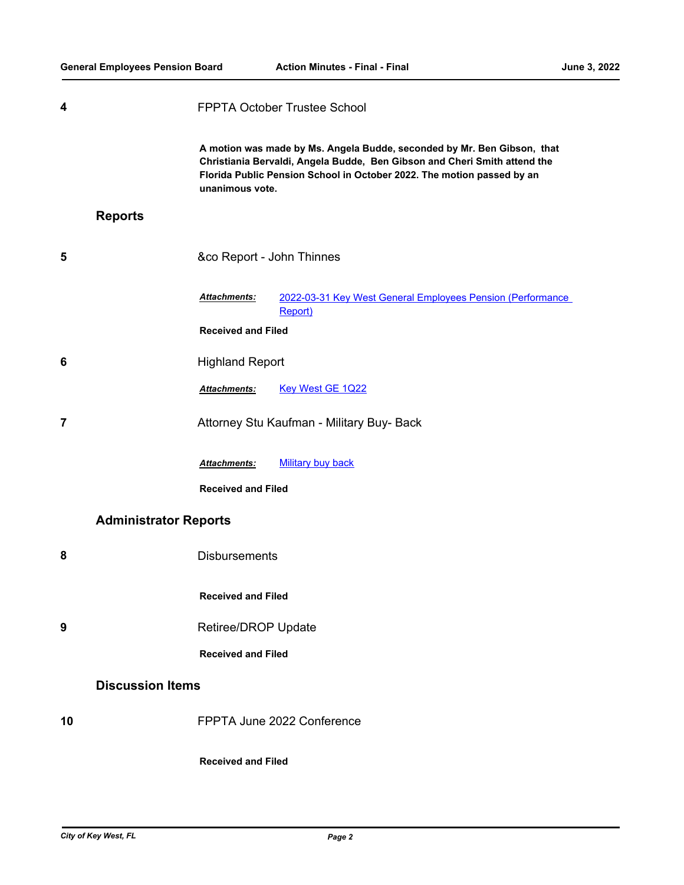**4** FPPTA October Trustee School

**A motion was made by Ms. Angela Budde, seconded by Mr. Ben Gibson, that Christiania Bervaldi, Angela Budde, Ben Gibson and Cheri Smith attend the Florida Public Pension School in October 2022. The motion passed by an unanimous vote.**

## Reports

**5** &co Report - John Thinnes

***Attachments:*** 2022-03-31 Key West General Employees Pension (Performance Report)

**Received and Filed**

**6** Highland Report

***Attachments:*** Key West GE 1Q22

**7** Attorney Stu Kaufman - Military Buy- Back

***Attachments:*** Military buy back

**Received and Filed**

## Administrator Reports

**8** Disbursements

**Received and Filed**

**9** Retiree/DROP Update

**Received and Filed**

## Discussion Items

**10** FPPTA June 2022 Conference

**Received and Filed**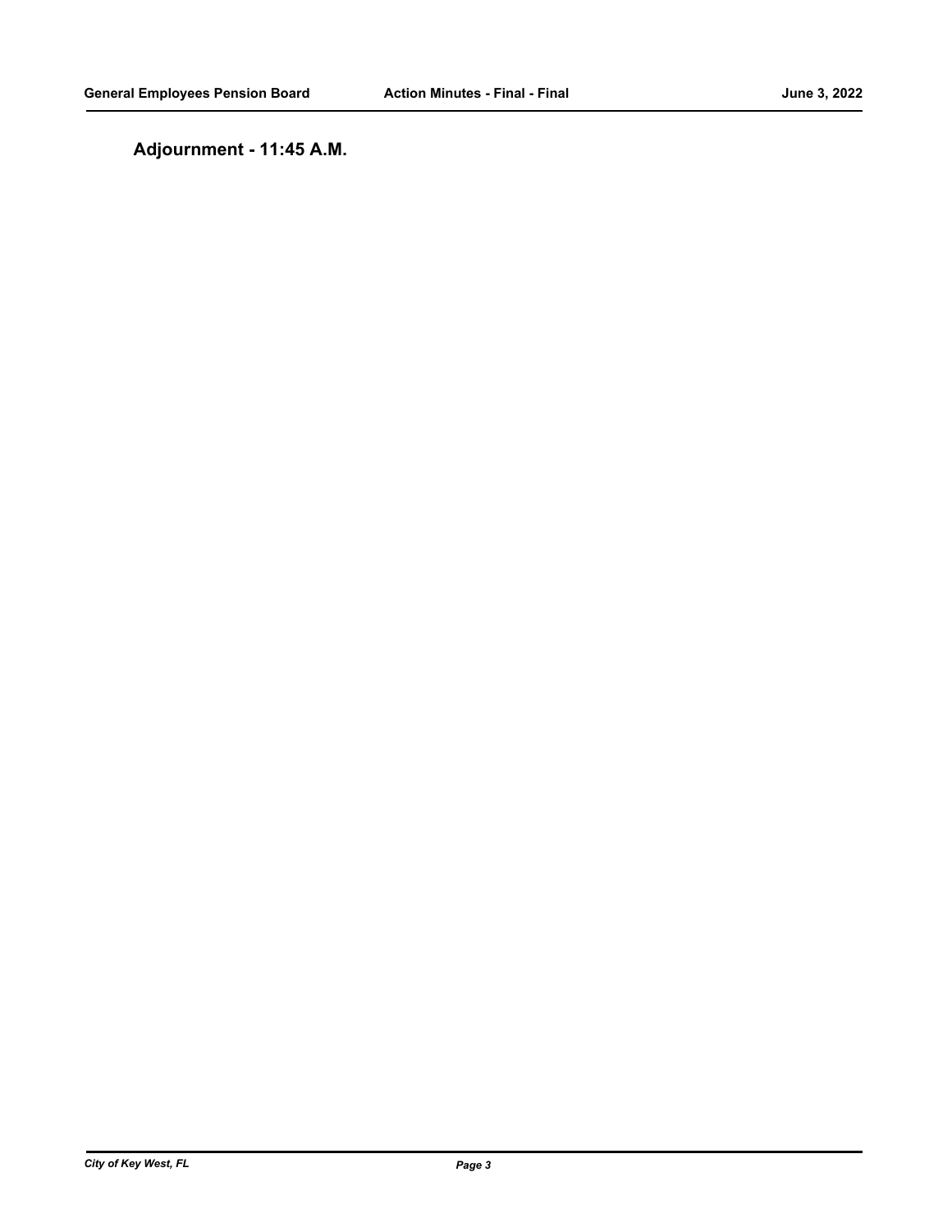## Adjournment - 11:45 A.M.